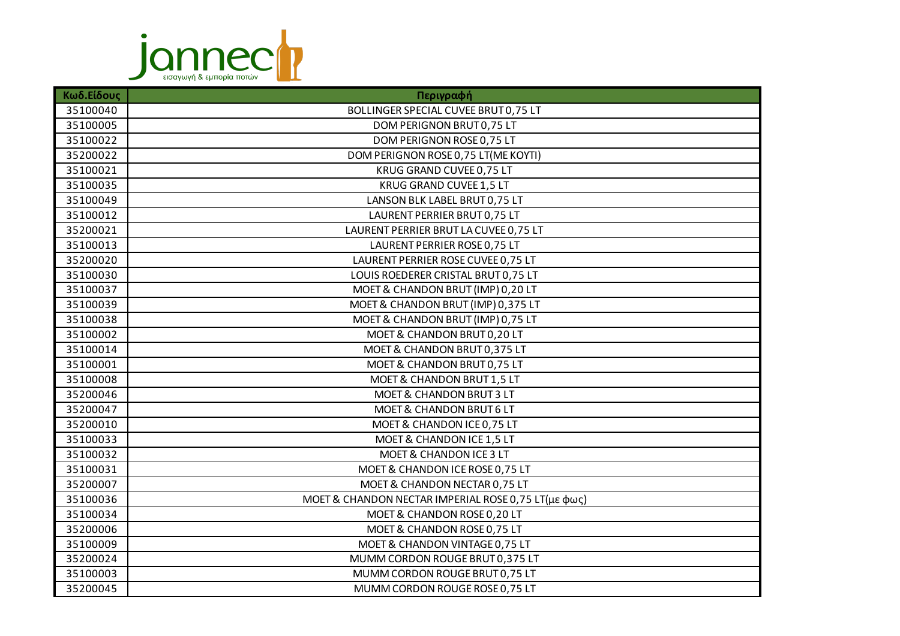jannec
εισαγωγή & εμπορία ποτών

| Κωδ.Είδους | Περιγραφή |
|---|---|
| 35100040 | BOLLINGER SPECIAL CUVEE BRUT 0,75 LT |
| 35100005 | DOM PERIGNON BRUT 0,75 LT |
| 35100022 | DOM PERIGNON ROSE 0,75 LT |
| 35200022 | DOM PERIGNON ROSE 0,75 LT(ΜΕ ΚΟΥΤΙ) |
| 35100021 | KRUG GRAND CUVEE 0,75 LT |
| 35100035 | KRUG GRAND CUVEE 1,5 LT |
| 35100049 | LANSON BLK LABEL BRUT 0,75 LT |
| 35100012 | LAURENT PERRIER BRUT 0,75 LT |
| 35200021 | LAURENT PERRIER BRUT LA CUVEE 0,75 LT |
| 35100013 | LAURENT PERRIER ROSE 0,75 LT |
| 35200020 | LAURENT PERRIER ROSE CUVEE 0,75 LT |
| 35100030 | LOUIS ROEDERER CRISTAL BRUT 0,75 LT |
| 35100037 | MOET & CHANDON BRUT (IMP) 0,20 LT |
| 35100039 | MOET & CHANDON BRUT (IMP) 0,375 LT |
| 35100038 | MOET & CHANDON BRUT (IMP) 0,75 LT |
| 35100002 | MOET & CHANDON BRUT 0,20 LT |
| 35100014 | MOET & CHANDON BRUT 0,375 LT |
| 35100001 | MOET & CHANDON BRUT 0,75 LT |
| 35100008 | MOET & CHANDON BRUT 1,5 LT |
| 35200046 | MOET & CHANDON BRUT 3 LT |
| 35200047 | MOET & CHANDON BRUT 6 LT |
| 35200010 | MOET & CHANDON ICE 0,75 LT |
| 35100033 | MOET & CHANDON ICE 1,5 LT |
| 35100032 | MOET & CHANDON ICE 3 LT |
| 35100031 | MOET & CHANDON ICE ROSE 0,75 LT |
| 35200007 | MOET & CHANDON NECTAR 0,75 LT |
| 35100036 | MOET & CHANDON NECTAR IMPERIAL ROSE 0,75 LT(με φως) |
| 35100034 | MOET & CHANDON ROSE 0,20 LT |
| 35200006 | MOET & CHANDON ROSE 0,75 LT |
| 35100009 | MOET & CHANDON VINTAGE 0,75 LT |
| 35200024 | MUMM CORDON ROUGE BRUT 0,375 LT |
| 35100003 | MUMM CORDON ROUGE BRUT 0,75 LT |
| 35200045 | MUMM CORDON ROUGE ROSE 0,75 LT |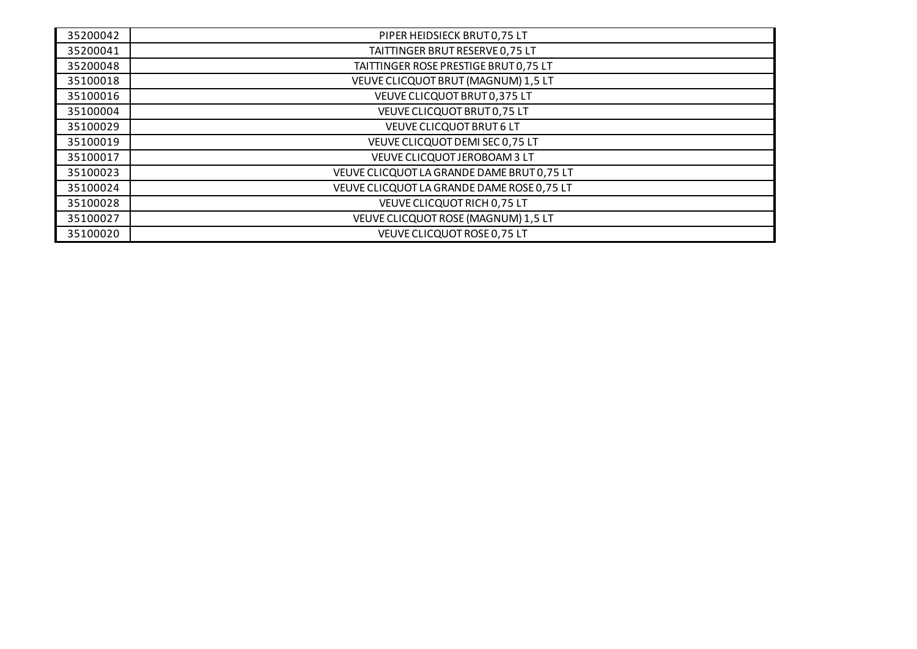| | |
|---|---|
| 35200042 | PIPER HEIDSIECK BRUT 0,75 LT |
| 35200041 | TAITTINGER BRUT RESERVE 0,75 LT |
| 35200048 | TAITTINGER ROSE PRESTIGE BRUT 0,75 LT |
| 35100018 | VEUVE CLICQUOT BRUT (MAGNUM) 1,5 LT |
| 35100016 | VEUVE CLICQUOT BRUT 0,375 LT |
| 35100004 | VEUVE CLICQUOT BRUT 0,75 LT |
| 35100029 | VEUVE CLICQUOT BRUT 6 LT |
| 35100019 | VEUVE CLICQUOT DEMI SEC 0,75 LT |
| 35100017 | VEUVE CLICQUOT JEROBOAM 3 LT |
| 35100023 | VEUVE CLICQUOT LA GRANDE DAME BRUT 0,75 LT |
| 35100024 | VEUVE CLICQUOT LA GRANDE DAME ROSE 0,75 LT |
| 35100028 | VEUVE CLICQUOT RICH 0,75 LT |
| 35100027 | VEUVE CLICQUOT ROSE (MAGNUM) 1,5 LT |
| 35100020 | VEUVE CLICQUOT ROSE 0,75 LT |